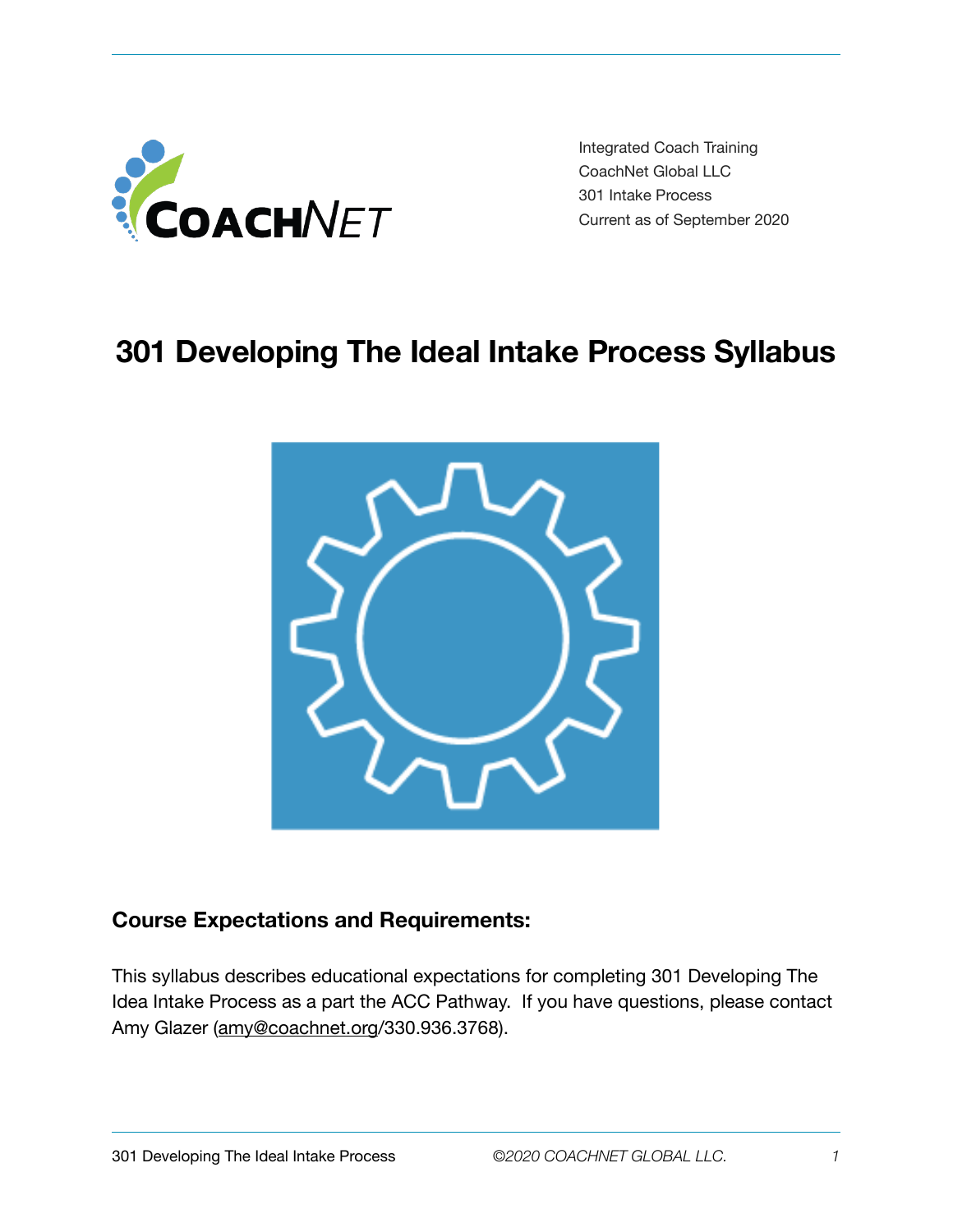Integrated Coach Training
CoachNet Global LLC
301 Intake Process
Current as of September 2020

# 301 Developing The Ideal Intake Process Syllabus

## Course Expectations and Requirements:

This syllabus describes educational expectations for completing 301 Developing The Idea Intake Process as a part the ACC Pathway. If you have questions, please contact Amy Glazer (amy@coachnet.org/330.936.3768).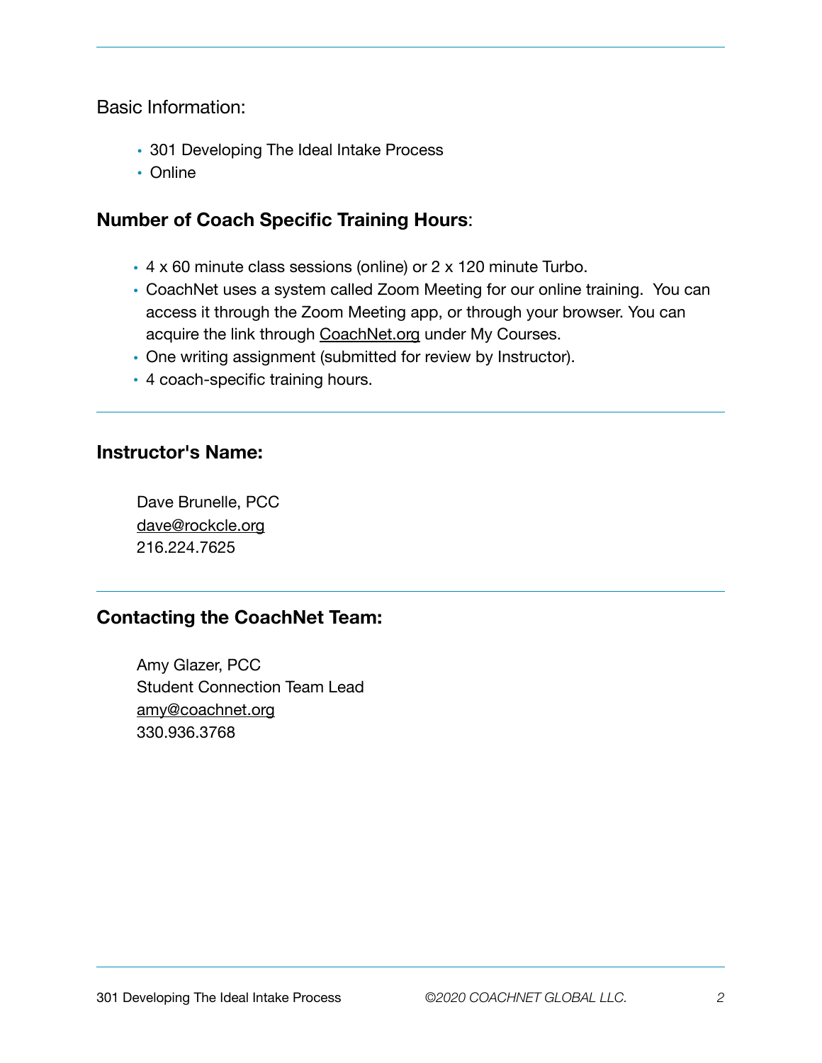Basic Information:

- 301 Developing The Ideal Intake Process
- Online

## Number of Coach Specific Training Hours:

- 4 x 60 minute class sessions (online) or 2 x 120 minute Turbo.
- CoachNet uses a system called Zoom Meeting for our online training. You can access it through the Zoom Meeting app, or through your browser. You can acquire the link through CoachNet.org under My Courses.
- One writing assignment (submitted for review by Instructor).
- 4 coach-specific training hours.

---

## Instructor's Name:

Dave Brunelle, PCC
dave@rockcle.org
216.224.7625

---

## Contacting the CoachNet Team:

Amy Glazer, PCC
Student Connection Team Lead
amy@coachnet.org
330.936.3768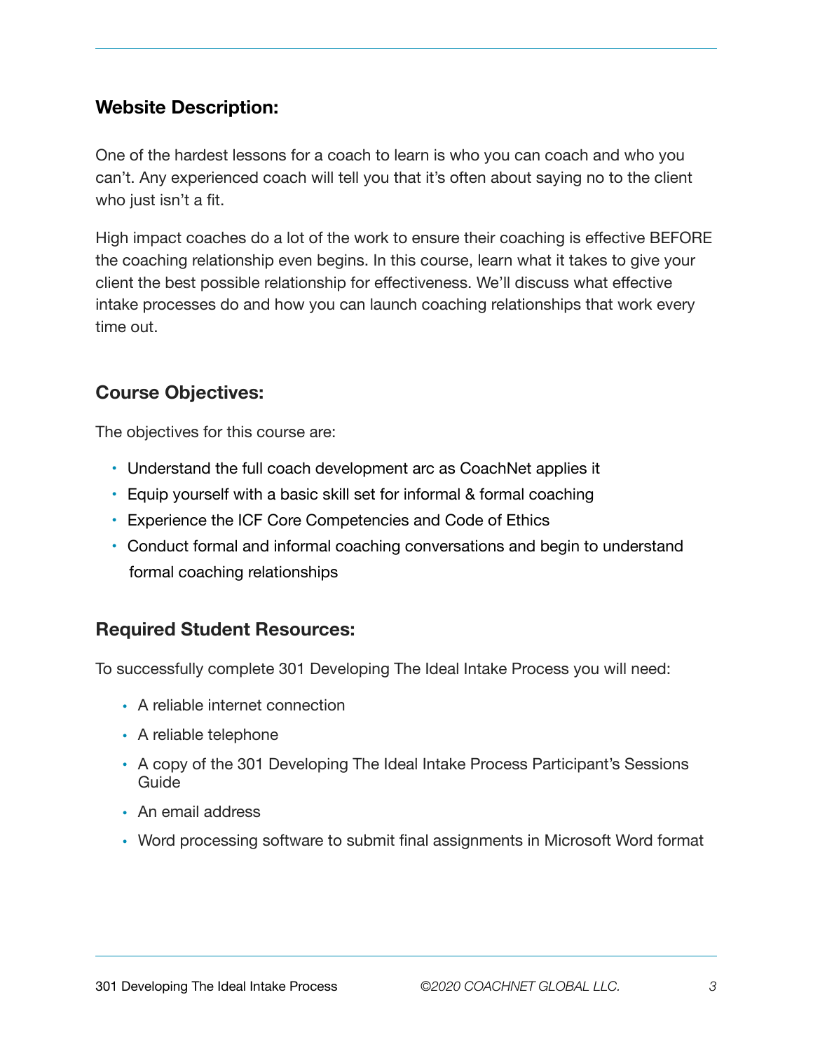## Website Description:

One of the hardest lessons for a coach to learn is who you can coach and who you can't. Any experienced coach will tell you that it's often about saying no to the client who just isn't a fit.

High impact coaches do a lot of the work to ensure their coaching is effective BEFORE the coaching relationship even begins. In this course, learn what it takes to give your client the best possible relationship for effectiveness. We'll discuss what effective intake processes do and how you can launch coaching relationships that work every time out.

## Course Objectives:

The objectives for this course are:

- Understand the full coach development arc as CoachNet applies it
- Equip yourself with a basic skill set for informal & formal coaching
- Experience the ICF Core Competencies and Code of Ethics
- Conduct formal and informal coaching conversations and begin to understand formal coaching relationships

## Required Student Resources:

To successfully complete 301 Developing The Ideal Intake Process you will need:

- A reliable internet connection
- A reliable telephone
- A copy of the 301 Developing The Ideal Intake Process Participant's Sessions Guide
- An email address
- Word processing software to submit final assignments in Microsoft Word format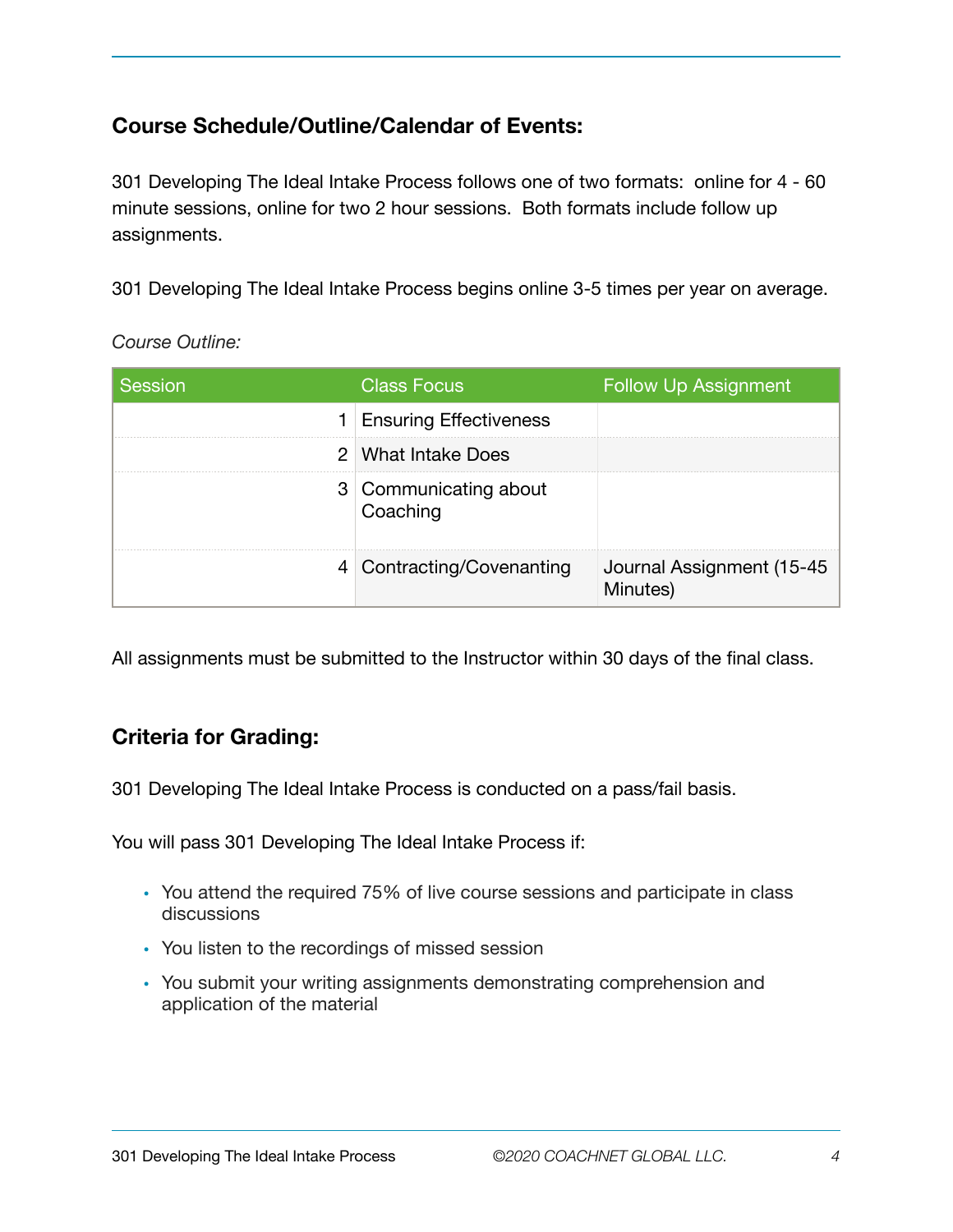## Course Schedule/Outline/Calendar of Events:

301 Developing The Ideal Intake Process follows one of two formats: online for 4 - 60 minute sessions, online for two 2 hour sessions. Both formats include follow up assignments.

301 Developing The Ideal Intake Process begins online 3-5 times per year on average.

*Course Outline:*

| Session | Class Focus | Follow Up Assignment |
|---|---|---|
| 1 | Ensuring Effectiveness | |
| 2 | What Intake Does | |
| 3 | Communicating about Coaching | |
| 4 | Contracting/Covenanting | Journal Assignment (15-45 Minutes) |

All assignments must be submitted to the Instructor within 30 days of the final class.

## Criteria for Grading:

301 Developing The Ideal Intake Process is conducted on a pass/fail basis.

You will pass 301 Developing The Ideal Intake Process if:

- You attend the required 75% of live course sessions and participate in class discussions
- You listen to the recordings of missed session
- You submit your writing assignments demonstrating comprehension and application of the material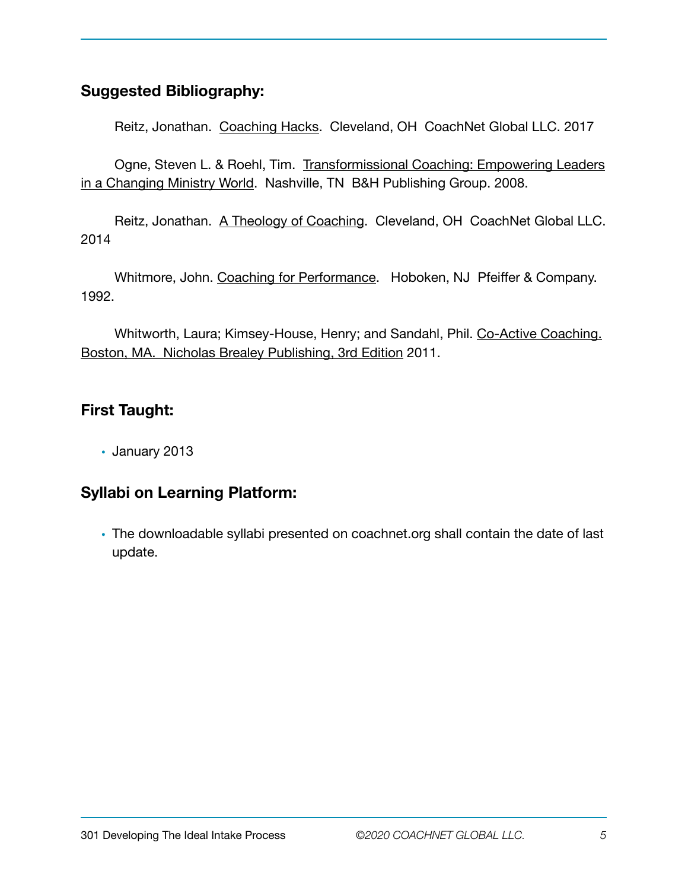## Suggested Bibliography:

Reitz, Jonathan. Coaching Hacks. Cleveland, OH CoachNet Global LLC. 2017

Ogne, Steven L. & Roehl, Tim. Transformissional Coaching: Empowering Leaders in a Changing Ministry World. Nashville, TN B&H Publishing Group. 2008.

Reitz, Jonathan. A Theology of Coaching. Cleveland, OH CoachNet Global LLC. 2014

Whitmore, John. Coaching for Performance. Hoboken, NJ Pfeiffer & Company. 1992.

Whitworth, Laura; Kimsey-House, Henry; and Sandahl, Phil. Co-Active Coaching. Boston, MA. Nicholas Brealey Publishing, 3rd Edition 2011.

## First Taught:

- January 2013

## Syllabi on Learning Platform:

- The downloadable syllabi presented on coachnet.org shall contain the date of last update.